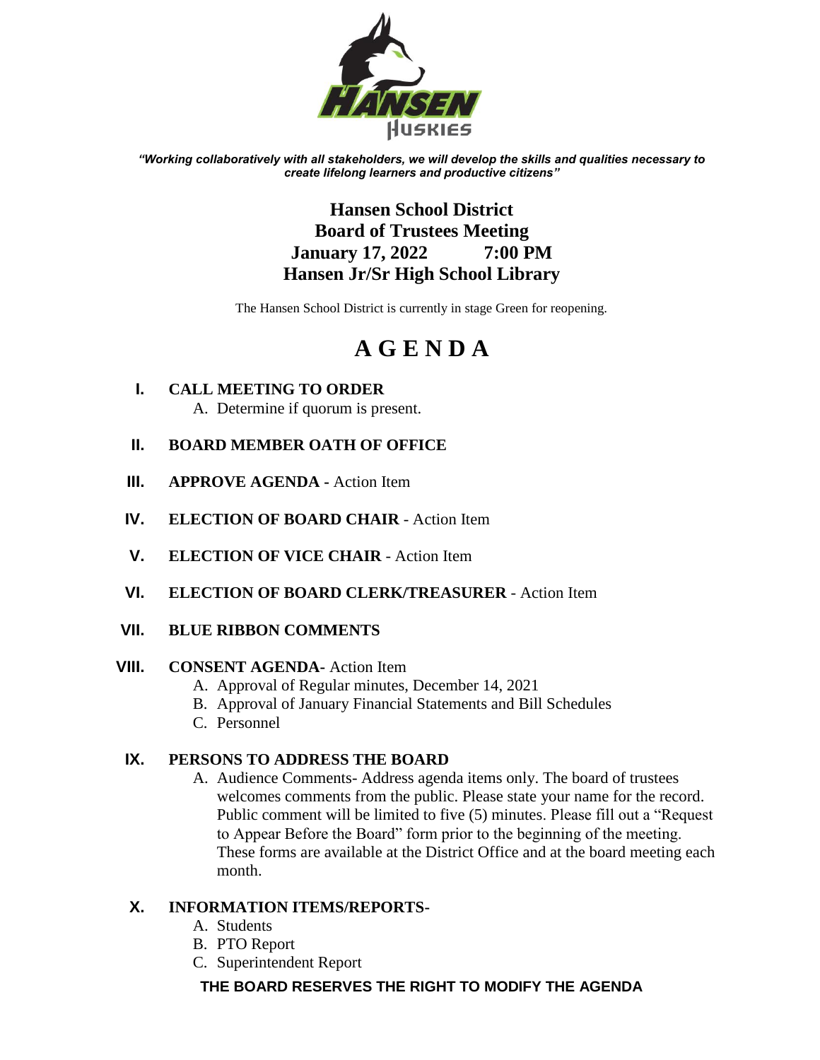*"Working collaboratively with all stakeholders, we will develop the skills and qualities necessary to create lifelong learners and productive citizens"*

# Hansen School District
## Board of Trustees Meeting
## January 17, 2022 7:00 PM
## Hansen Jr/Sr High School Library

The Hansen School District is currently in stage Green for reopening.

# A G E N D A

**I. CALL MEETING TO ORDER**
   A. Determine if quorum is present.

**II. BOARD MEMBER OATH OF OFFICE**

**III. APPROVE AGENDA** - Action Item

**IV. ELECTION OF BOARD CHAIR** - Action Item

**V. ELECTION OF VICE CHAIR** - Action Item

**VI. ELECTION OF BOARD CLERK/TREASURER** - Action Item

**VII. BLUE RIBBON COMMENTS**

**VIII. CONSENT AGENDA**- Action Item
   A. Approval of Regular minutes, December 14, 2021
   B. Approval of January Financial Statements and Bill Schedules
   C. Personnel

**IX. PERSONS TO ADDRESS THE BOARD**
   A. Audience Comments- Address agenda items only. The board of trustees welcomes comments from the public. Please state your name for the record. Public comment will be limited to five (5) minutes. Please fill out a "Request to Appear Before the Board" form prior to the beginning of the meeting. These forms are available at the District Office and at the board meeting each month.

**X. INFORMATION ITEMS/REPORTS-**
   A. Students
   B. PTO Report
   C. Superintendent Report

**THE BOARD RESERVES THE RIGHT TO MODIFY THE AGENDA**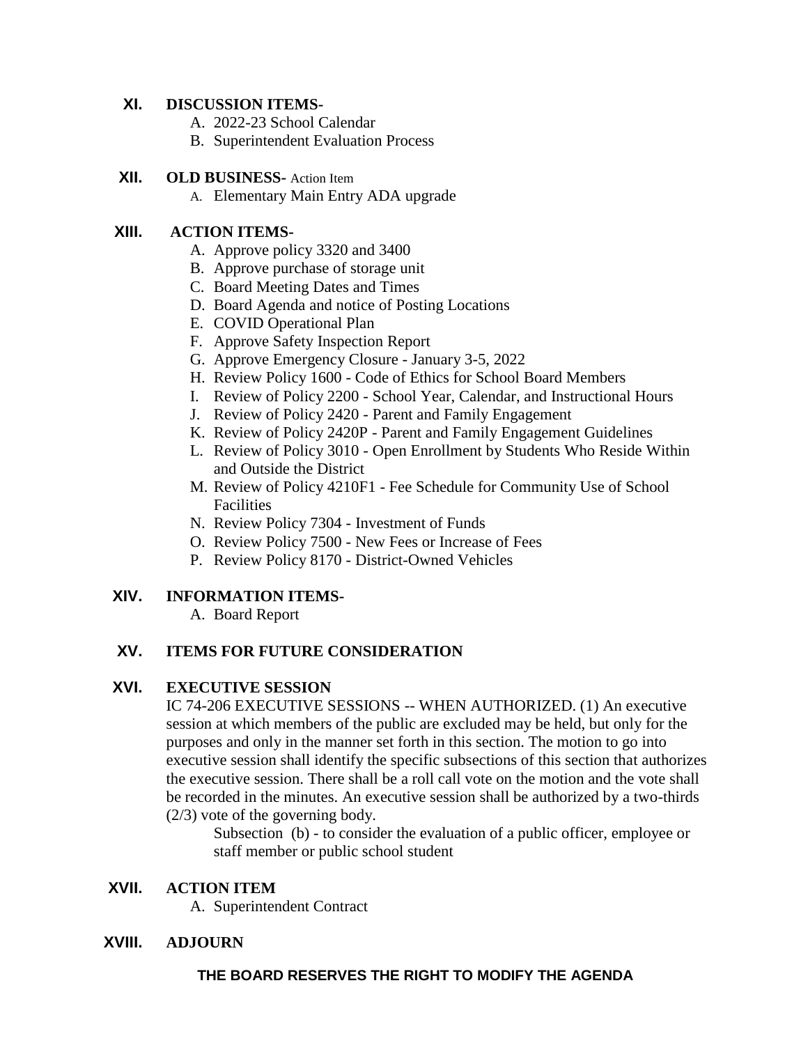**XI. DISCUSSION ITEMS-**

A. 2022-23 School Calendar
B. Superintendent Evaluation Process

**XII. OLD BUSINESS-** Action Item

A. Elementary Main Entry ADA upgrade

**XIII. ACTION ITEMS-**

A. Approve policy 3320 and 3400
B. Approve purchase of storage unit
C. Board Meeting Dates and Times
D. Board Agenda and notice of Posting Locations
E. COVID Operational Plan
F. Approve Safety Inspection Report
G. Approve Emergency Closure - January 3-5, 2022
H. Review Policy 1600 - Code of Ethics for School Board Members
I. Review of Policy 2200 - School Year, Calendar, and Instructional Hours
J. Review of Policy 2420 - Parent and Family Engagement
K. Review of Policy 2420P - Parent and Family Engagement Guidelines
L. Review of Policy 3010 - Open Enrollment by Students Who Reside Within and Outside the District
M. Review of Policy 4210F1 - Fee Schedule for Community Use of School Facilities
N. Review Policy 7304 - Investment of Funds
O. Review Policy 7500 - New Fees or Increase of Fees
P. Review Policy 8170 - District-Owned Vehicles

**XIV. INFORMATION ITEMS-**

A. Board Report

**XV. ITEMS FOR FUTURE CONSIDERATION**

**XVI. EXECUTIVE SESSION**

IC 74-206 EXECUTIVE SESSIONS -- WHEN AUTHORIZED. (1) An executive session at which members of the public are excluded may be held, but only for the purposes and only in the manner set forth in this section. The motion to go into executive session shall identify the specific subsections of this section that authorizes the executive session. There shall be a roll call vote on the motion and the vote shall be recorded in the minutes. An executive session shall be authorized by a two-thirds (2/3) vote of the governing body.

Subsection (b) - to consider the evaluation of a public officer, employee or staff member or public school student

**XVII. ACTION ITEM**

A. Superintendent Contract

**XVIII. ADJOURN**

**THE BOARD RESERVES THE RIGHT TO MODIFY THE AGENDA**